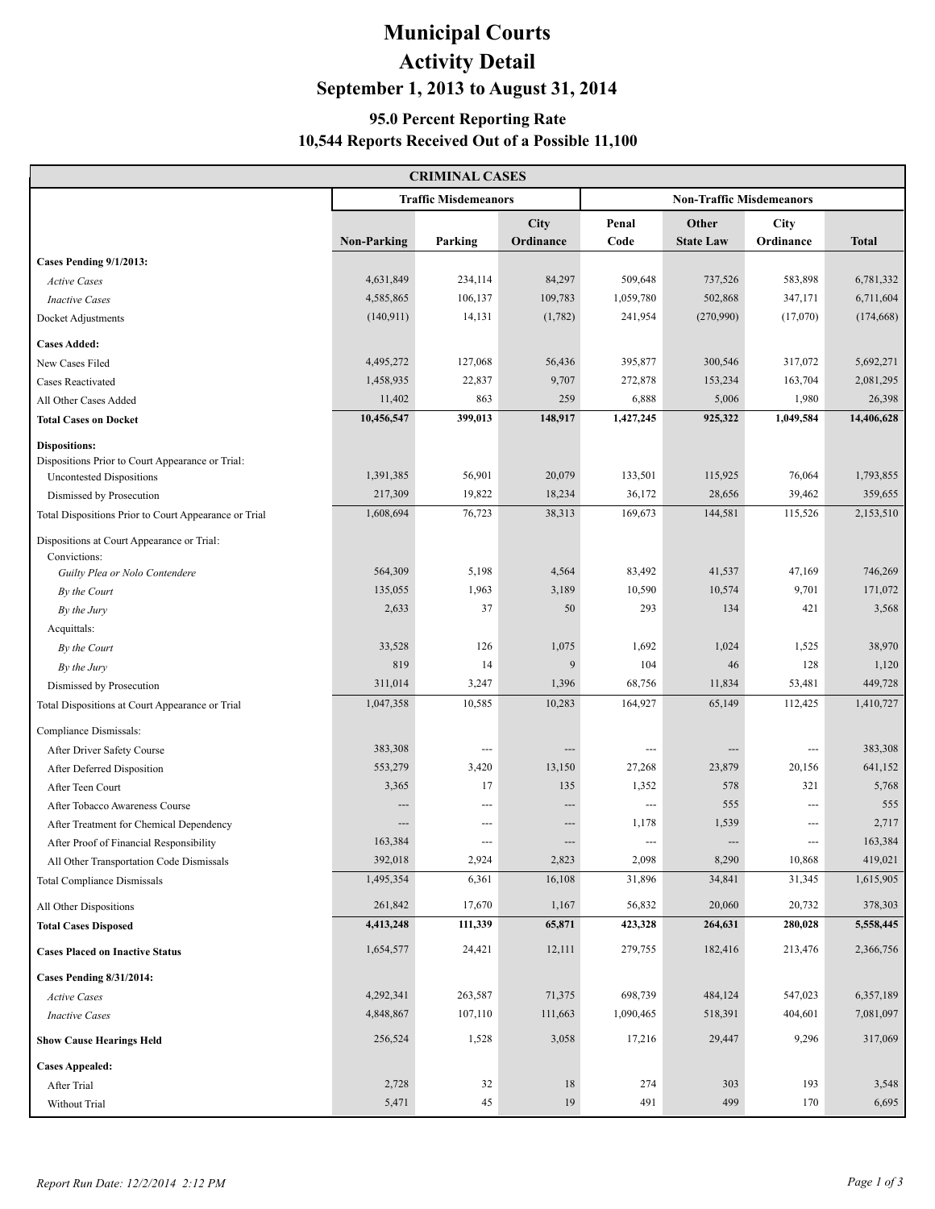# Municipal Courts
# Activity Detail
## September 1, 2013 to August 31, 2014

### 95.0 Percent Reporting Rate
### 10,544 Reports Received Out of a Possible 11,100

| CRIMINAL CASES | Traffic Misdemeanors | | | Non-Traffic Misdemeanors | | | |
|---|---|---|---|---|---|---|---|
| | **Non-Parking** | **Parking** | **City Ordinance** | **Penal Code** | **Other State Law** | **City Ordinance** | **Total** |
| **Cases Pending 9/1/2013:** | | | | | | | |
| *Active Cases* | 4,631,849 | 234,114 | 84,297 | 509,648 | 737,526 | 583,898 | 6,781,332 |
| *Inactive Cases* | 4,585,865 | 106,137 | 109,783 | 1,059,780 | 502,868 | 347,171 | 6,711,604 |
| Docket Adjustments | (140,911) | 14,131 | (1,782) | 241,954 | (270,990) | (17,070) | (174,668) |
| **Cases Added:** | | | | | | | |
| New Cases Filed | 4,495,272 | 127,068 | 56,436 | 395,877 | 300,546 | 317,072 | 5,692,271 |
| Cases Reactivated | 1,458,935 | 22,837 | 9,707 | 272,878 | 153,234 | 163,704 | 2,081,295 |
| All Other Cases Added | 11,402 | 863 | 259 | 6,888 | 5,006 | 1,980 | 26,398 |
| **Total Cases on Docket** | **10,456,547** | **399,013** | **148,917** | **1,427,245** | **925,322** | **1,049,584** | **14,406,628** |
| **Dispositions:** | | | | | | | |
| Dispositions Prior to Court Appearance or Trial: | | | | | | | |
| Uncontested Dispositions | 1,391,385 | 56,901 | 20,079 | 133,501 | 115,925 | 76,064 | 1,793,855 |
| Dismissed by Prosecution | 217,309 | 19,822 | 18,234 | 36,172 | 28,656 | 39,462 | 359,655 |
| Total Dispositions Prior to Court Appearance or Trial | 1,608,694 | 76,723 | 38,313 | 169,673 | 144,581 | 115,526 | 2,153,510 |
| Dispositions at Court Appearance or Trial: | | | | | | | |
| Convictions: | | | | | | | |
| *Guilty Plea or Nolo Contendere* | 564,309 | 5,198 | 4,564 | 83,492 | 41,537 | 47,169 | 746,269 |
| *By the Court* | 135,055 | 1,963 | 3,189 | 10,590 | 10,574 | 9,701 | 171,072 |
| *By the Jury* | 2,633 | 37 | 50 | 293 | 134 | 421 | 3,568 |
| Acquittals: | | | | | | | |
| *By the Court* | 33,528 | 126 | 1,075 | 1,692 | 1,024 | 1,525 | 38,970 |
| *By the Jury* | 819 | 14 | 9 | 104 | 46 | 128 | 1,120 |
| Dismissed by Prosecution | 311,014 | 3,247 | 1,396 | 68,756 | 11,834 | 53,481 | 449,728 |
| Total Dispositions at Court Appearance or Trial | 1,047,358 | 10,585 | 10,283 | 164,927 | 65,149 | 112,425 | 1,410,727 |
| Compliance Dismissals: | | | | | | | |
| After Driver Safety Course | 383,308 | --- | --- | --- | --- | --- | 383,308 |
| After Deferred Disposition | 553,279 | 3,420 | 13,150 | 27,268 | 23,879 | 20,156 | 641,152 |
| After Teen Court | 3,365 | 17 | 135 | 1,352 | 578 | 321 | 5,768 |
| After Tobacco Awareness Course | --- | --- | --- | --- | 555 | --- | 555 |
| After Treatment for Chemical Dependency | --- | --- | --- | 1,178 | 1,539 | --- | 2,717 |
| After Proof of Financial Responsibility | 163,384 | --- | --- | --- | --- | --- | 163,384 |
| All Other Transportation Code Dismissals | 392,018 | 2,924 | 2,823 | 2,098 | 8,290 | 10,868 | 419,021 |
| Total Compliance Dismissals | 1,495,354 | 6,361 | 16,108 | 31,896 | 34,841 | 31,345 | 1,615,905 |
| All Other Dispositions | 261,842 | 17,670 | 1,167 | 56,832 | 20,060 | 20,732 | 378,303 |
| **Total Cases Disposed** | **4,413,248** | **111,339** | **65,871** | **423,328** | **264,631** | **280,028** | **5,558,445** |
| **Cases Placed on Inactive Status** | 1,654,577 | 24,421 | 12,111 | 279,755 | 182,416 | 213,476 | 2,366,756 |
| **Cases Pending 8/31/2014:** | | | | | | | |
| *Active Cases* | 4,292,341 | 263,587 | 71,375 | 698,739 | 484,124 | 547,023 | 6,357,189 |
| *Inactive Cases* | 4,848,867 | 107,110 | 111,663 | 1,090,465 | 518,391 | 404,601 | 7,081,097 |
| **Show Cause Hearings Held** | 256,524 | 1,528 | 3,058 | 17,216 | 29,447 | 9,296 | 317,069 |
| **Cases Appealed:** | | | | | | | |
| After Trial | 2,728 | 32 | 18 | 274 | 303 | 193 | 3,548 |
| Without Trial | 5,471 | 45 | 19 | 491 | 499 | 170 | 6,695 |

Report Run Date: 12/2/2014 2:12 PM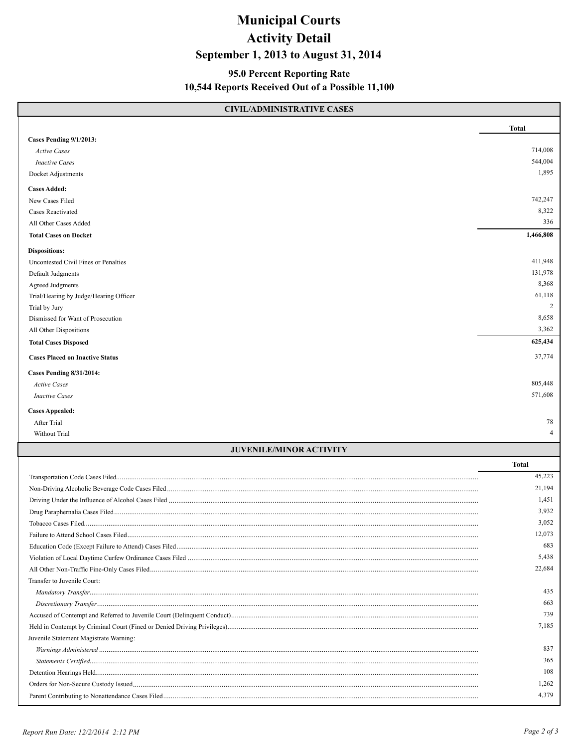# Municipal Courts

## Activity Detail

### September 1, 2013 to August 31, 2014

**95.0 Percent Reporting Rate**

**10,544 Reports Received Out of a Possible 11,100**

## CIVIL/ADMINISTRATIVE CASES

| | Total |
|---|---|
| **Cases Pending 9/1/2013:** | |
| *Active Cases* | 714,008 |
| *Inactive Cases* | 544,004 |
| Docket Adjustments | 1,895 |
| **Cases Added:** | |
| New Cases Filed | 742,247 |
| Cases Reactivated | 8,322 |
| All Other Cases Added | 336 |
| **Total Cases on Docket** | **1,466,808** |
| **Dispositions:** | |
| Uncontested Civil Fines or Penalties | 411,948 |
| Default Judgments | 131,978 |
| Agreed Judgments | 8,368 |
| Trial/Hearing by Judge/Hearing Officer | 61,118 |
| Trial by Jury | 2 |
| Dismissed for Want of Prosecution | 8,658 |
| All Other Dispositions | 3,362 |
| **Total Cases Disposed** | **625,434** |
| **Cases Placed on Inactive Status** | 37,774 |
| **Cases Pending 8/31/2014:** | |
| *Active Cases* | 805,448 |
| *Inactive Cases* | 571,608 |
| **Cases Appealed:** | |
| After Trial | 78 |
| Without Trial | 4 |

## JUVENILE/MINOR ACTIVITY

| | Total |
|---|---|
| Transportation Code Cases Filed | 45,223 |
| Non-Driving Alcoholic Beverage Code Cases Filed | 21,194 |
| Driving Under the Influence of Alcohol Cases Filed | 1,451 |
| Drug Paraphernalia Cases Filed | 3,932 |
| Tobacco Cases Filed | 3,052 |
| Failure to Attend School Cases Filed | 12,073 |
| Education Code (Except Failure to Attend) Cases Filed | 683 |
| Violation of Local Daytime Curfew Ordinance Cases Filed | 5,438 |
| All Other Non-Traffic Fine-Only Cases Filed | 22,684 |
| Transfer to Juvenile Court: | |
| *Mandatory Transfer* | 435 |
| *Discretionary Transfer* | 663 |
| Accused of Contempt and Referred to Juvenile Court (Delinquent Conduct) | 739 |
| Held in Contempt by Criminal Court (Fined or Denied Driving Privileges) | 7,185 |
| Juvenile Statement Magistrate Warning: | |
| *Warnings Administered* | 837 |
| *Statements Certified* | 365 |
| Detention Hearings Held | 108 |
| Orders for Non-Secure Custody Issued | 1,262 |
| Parent Contributing to Nonattendance Cases Filed | 4,379 |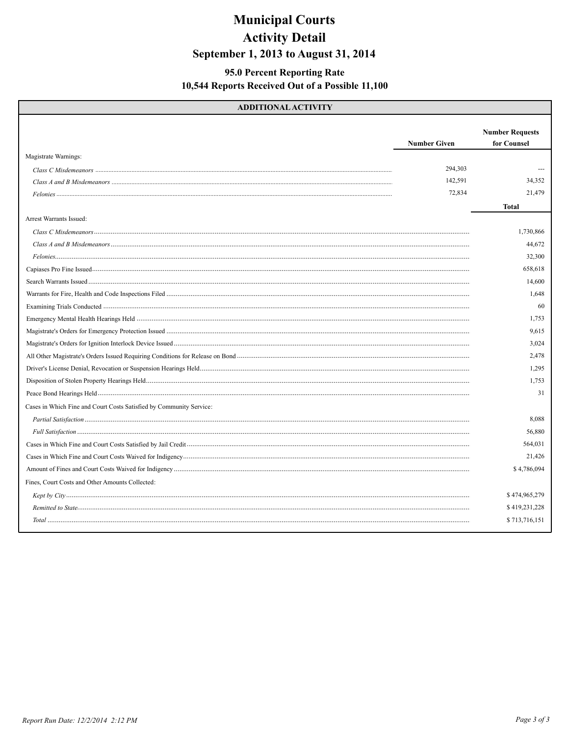# Municipal Courts

## Activity Detail

### September 1, 2013 to August 31, 2014

### 95.0 Percent Reporting Rate

### 10,544 Reports Received Out of a Possible 11,100

## ADDITIONAL ACTIVITY

| | Number Given | Number Requests for Counsel |
|---|---|---|
| Magistrate Warnings: | | |
| *Class C Misdemeanors* | 294,303 | --- |
| *Class A and B Misdemeanors* | 142,591 | 34,352 |
| *Felonies* | 72,834 | 21,479 |

| | Total |
|---|---|
| Arrest Warrants Issued: | |
| *Class C Misdemeanors* | 1,730,866 |
| *Class A and B Misdemeanors* | 44,672 |
| *Felonies* | 32,300 |
| Capiases Pro Fine Issued | 658,618 |
| Search Warrants Issued | 14,600 |
| Warrants for Fire, Health and Code Inspections Filed | 1,648 |
| Examining Trials Conducted | 60 |
| Emergency Mental Health Hearings Held | 1,753 |
| Magistrate's Orders for Emergency Protection Issued | 9,615 |
| Magistrate's Orders for Ignition Interlock Device Issued | 3,024 |
| All Other Magistrate's Orders Issued Requiring Conditions for Release on Bond | 2,478 |
| Driver's License Denial, Revocation or Suspension Hearings Held | 1,295 |
| Disposition of Stolen Property Hearings Held | 1,753 |
| Peace Bond Hearings Held | 31 |
| Cases in Which Fine and Court Costs Satisfied by Community Service: | |
| *Partial Satisfaction* | 8,088 |
| *Full Satisfaction* | 56,880 |
| Cases in Which Fine and Court Costs Satisfied by Jail Credit | 564,031 |
| Cases in Which Fine and Court Costs Waived for Indigency | 21,426 |
| Amount of Fines and Court Costs Waived for Indigency | $ 4,786,094 |
| Fines, Court Costs and Other Amounts Collected: | |
| *Kept by City* | $ 474,965,279 |
| *Remitted to State* | $ 419,231,228 |
| *Total* | $ 713,716,151 |